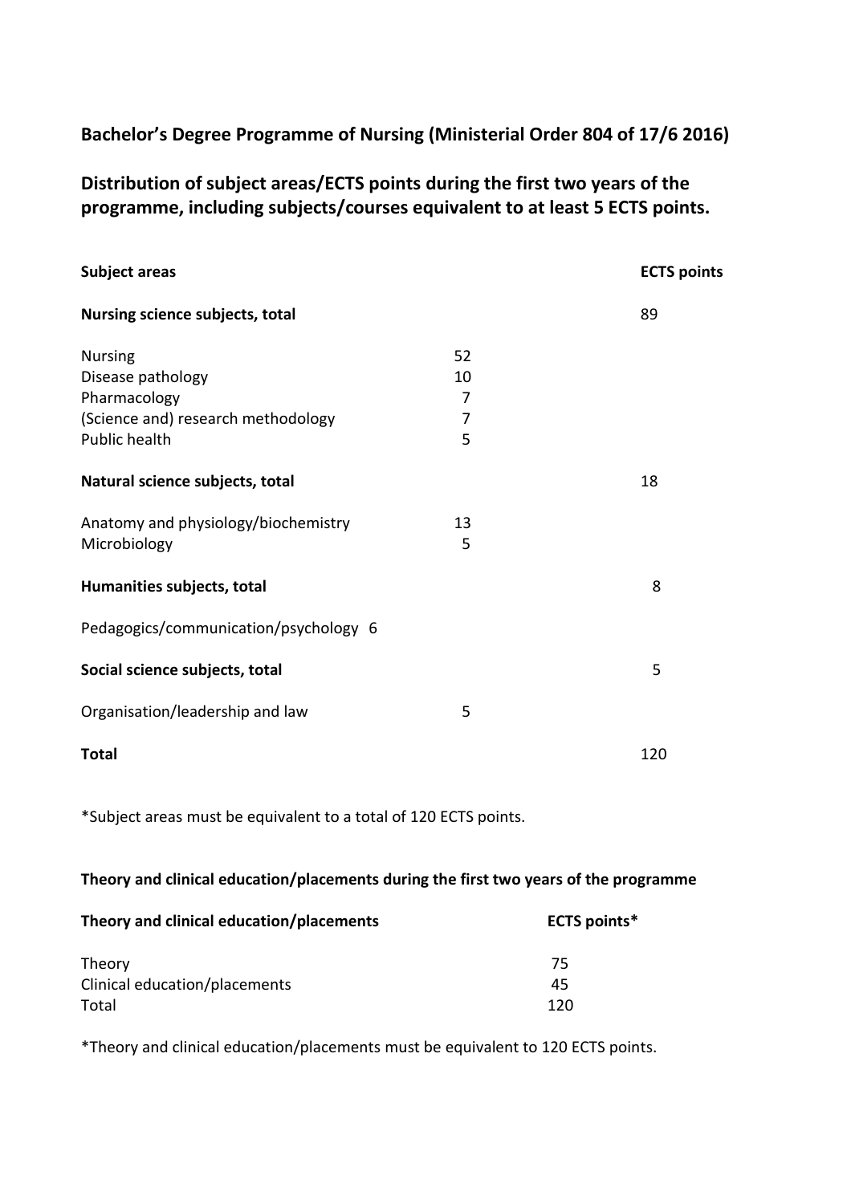# Bachelor's Degree Programme of Nursing (Ministerial Order 804 of 17/6 2016)

## Distribution of subject areas/ECTS points during the first two years of the programme, including subjects/courses equivalent to at least 5 ECTS points.

| Subject areas | | ECTS points |
|---|---|---|
| **Nursing science subjects, total** | | 89 |
| Nursing | 52 | |
| Disease pathology | 10 | |
| Pharmacology | 7 | |
| (Science and) research methodology | 7 | |
| Public health | 5 | |
| **Natural science subjects, total** | | 18 |
| Anatomy and physiology/biochemistry | 13 | |
| Microbiology | 5 | |
| **Humanities subjects, total** | | 8 |
| Pedagogics/communication/psychology 6 | | |
| **Social science subjects, total** | | 5 |
| Organisation/leadership and law | 5 | |
| **Total** | | 120 |

*Subject areas must be equivalent to a total of 120 ECTS points.

**Theory and clinical education/placements during the first two years of the programme**

| Theory and clinical education/placements | ECTS points* |
|---|---|
| Theory | 75 |
| Clinical education/placements | 45 |
| Total | 120 |

*Theory and clinical education/placements must be equivalent to 120 ECTS points.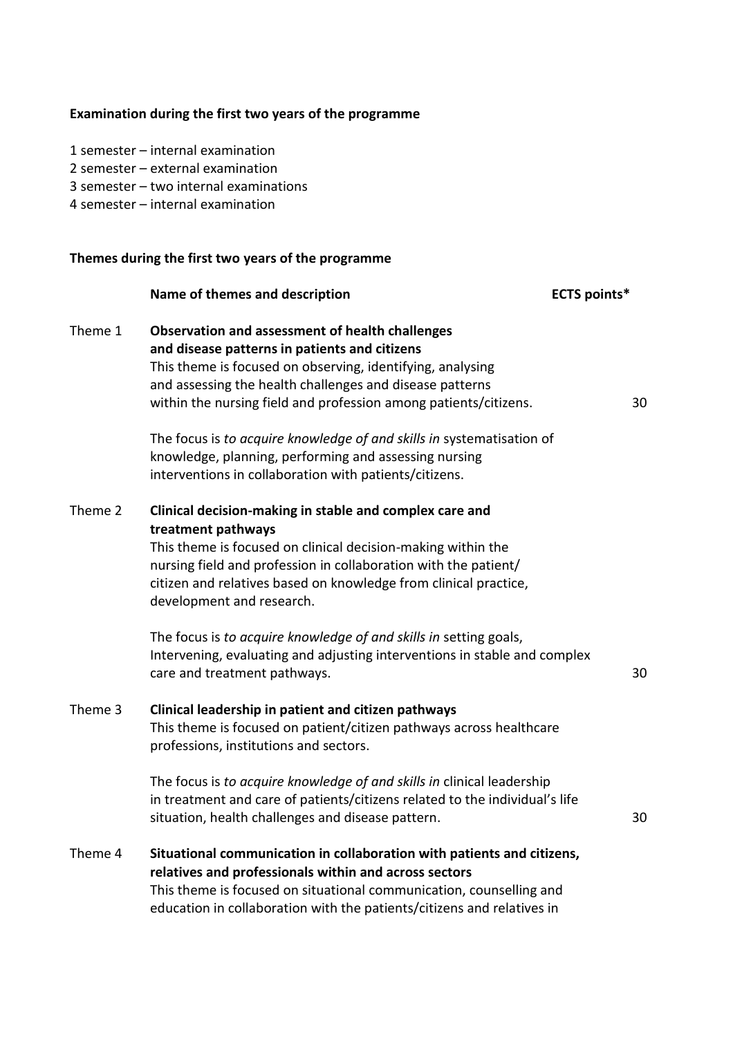**Examination during the first two years of the programme**

1 semester – internal examination
2 semester – external examination
3 semester – two internal examinations
4 semester – internal examination

**Themes during the first two years of the programme**

| | Name of themes and description | ECTS points* |
|---|---|---|
| Theme 1 | **Observation and assessment of health challenges and disease patterns in patients and citizens**<br>This theme is focused on observing, identifying, analysing and assessing the health challenges and disease patterns within the nursing field and profession among patients/citizens.<br><br>The focus is *to acquire knowledge of and skills in* systematisation of knowledge, planning, performing and assessing nursing interventions in collaboration with patients/citizens. | 30 |
| Theme 2 | **Clinical decision-making in stable and complex care and treatment pathways**<br>This theme is focused on clinical decision-making within the nursing field and profession in collaboration with the patient/ citizen and relatives based on knowledge from clinical practice, development and research.<br><br>The focus is *to acquire knowledge of and skills in* setting goals, Intervening, evaluating and adjusting interventions in stable and complex care and treatment pathways. | 30 |
| Theme 3 | **Clinical leadership in patient and citizen pathways**<br>This theme is focused on patient/citizen pathways across healthcare professions, institutions and sectors.<br><br>The focus is *to acquire knowledge of and skills in* clinical leadership in treatment and care of patients/citizens related to the individual's life situation, health challenges and disease pattern. | 30 |
| Theme 4 | **Situational communication in collaboration with patients and citizens, relatives and professionals within and across sectors**<br>This theme is focused on situational communication, counselling and education in collaboration with the patients/citizens and relatives in | |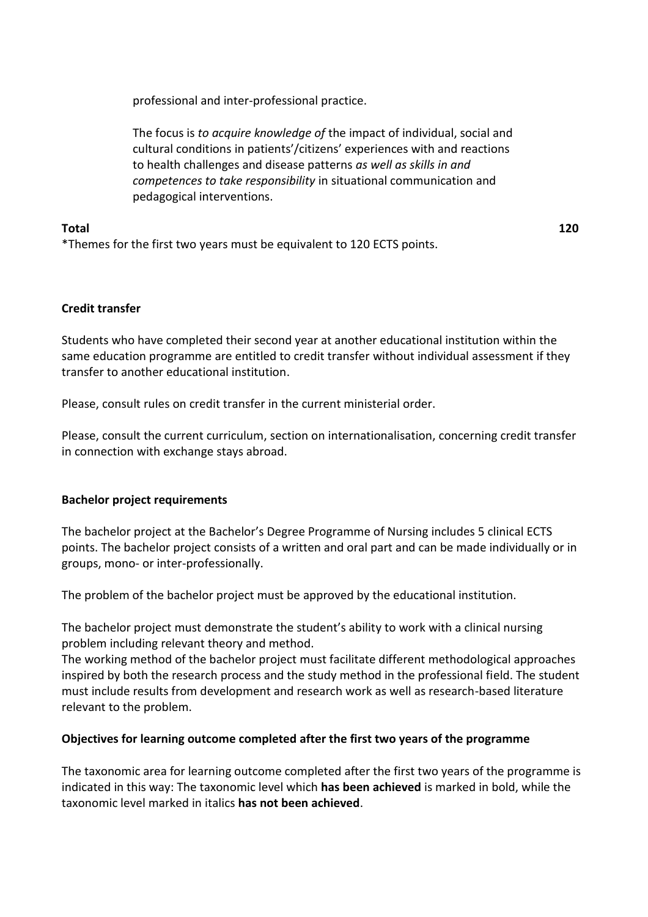professional and inter-professional practice.

The focus is *to acquire knowledge of* the impact of individual, social and cultural conditions in patients'/citizens' experiences with and reactions to health challenges and disease patterns *as well as skills in and competences to take responsibility* in situational communication and pedagogical interventions.

**Total** **120**

*Themes for the first two years must be equivalent to 120 ECTS points.

**Credit transfer**

Students who have completed their second year at another educational institution within the same education programme are entitled to credit transfer without individual assessment if they transfer to another educational institution.

Please, consult rules on credit transfer in the current ministerial order.

Please, consult the current curriculum, section on internationalisation, concerning credit transfer in connection with exchange stays abroad.

**Bachelor project requirements**

The bachelor project at the Bachelor's Degree Programme of Nursing includes 5 clinical ECTS points. The bachelor project consists of a written and oral part and can be made individually or in groups, mono- or inter-professionally.

The problem of the bachelor project must be approved by the educational institution.

The bachelor project must demonstrate the student's ability to work with a clinical nursing problem including relevant theory and method.

The working method of the bachelor project must facilitate different methodological approaches inspired by both the research process and the study method in the professional field. The student must include results from development and research work as well as research-based literature relevant to the problem.

**Objectives for learning outcome completed after the first two years of the programme**

The taxonomic area for learning outcome completed after the first two years of the programme is indicated in this way: The taxonomic level which **has been achieved** is marked in bold, while the taxonomic level marked in italics **has not been achieved**.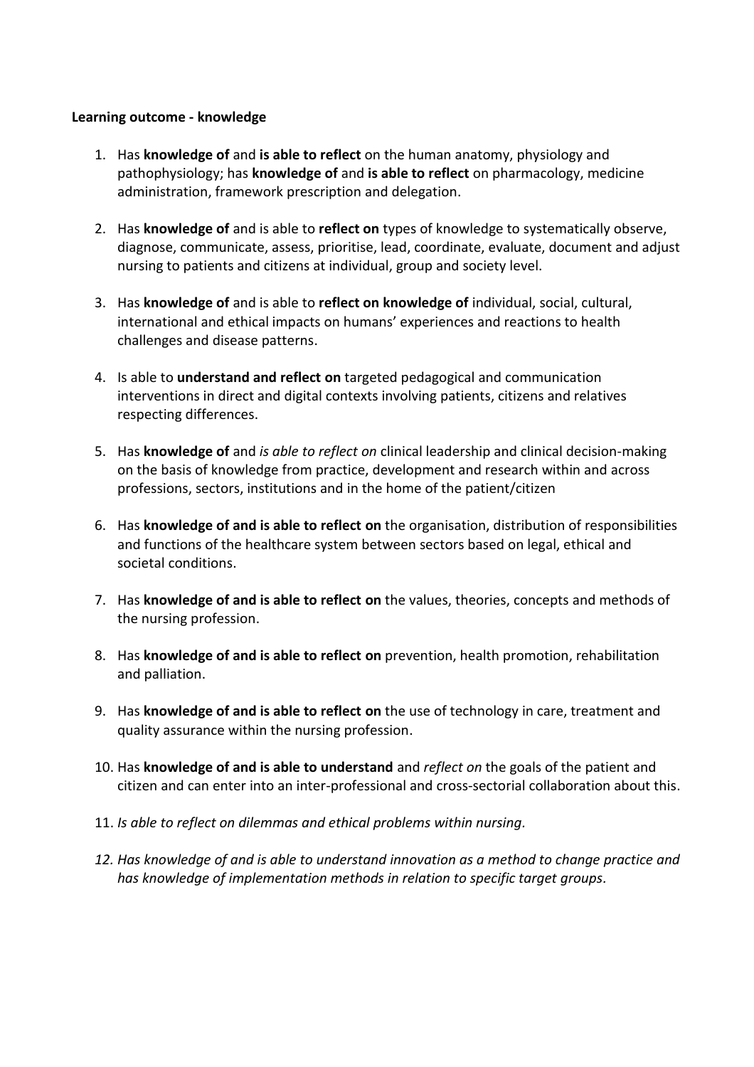**Learning outcome - knowledge**

1. Has **knowledge of** and **is able to reflect** on the human anatomy, physiology and pathophysiology; has **knowledge of** and **is able to reflect** on pharmacology, medicine administration, framework prescription and delegation.

2. Has **knowledge of** and is able to **reflect on** types of knowledge to systematically observe, diagnose, communicate, assess, prioritise, lead, coordinate, evaluate, document and adjust nursing to patients and citizens at individual, group and society level.

3. Has **knowledge of** and is able to **reflect on knowledge of** individual, social, cultural, international and ethical impacts on humans' experiences and reactions to health challenges and disease patterns.

4. Is able to **understand and reflect on** targeted pedagogical and communication interventions in direct and digital contexts involving patients, citizens and relatives respecting differences.

5. Has **knowledge of** and *is able to reflect on* clinical leadership and clinical decision-making on the basis of knowledge from practice, development and research within and across professions, sectors, institutions and in the home of the patient/citizen

6. Has **knowledge of and is able to reflect on** the organisation, distribution of responsibilities and functions of the healthcare system between sectors based on legal, ethical and societal conditions.

7. Has **knowledge of and is able to reflect on** the values, theories, concepts and methods of the nursing profession.

8. Has **knowledge of and is able to reflect on** prevention, health promotion, rehabilitation and palliation.

9. Has **knowledge of and is able to reflect on** the use of technology in care, treatment and quality assurance within the nursing profession.

10. Has **knowledge of and is able to understand** and *reflect on* the goals of the patient and citizen and can enter into an inter-professional and cross-sectorial collaboration about this.

11. *Is able to reflect on dilemmas and ethical problems within nursing.*

12. *Has knowledge of and is able to understand innovation as a method to change practice and has knowledge of implementation methods in relation to specific target groups.*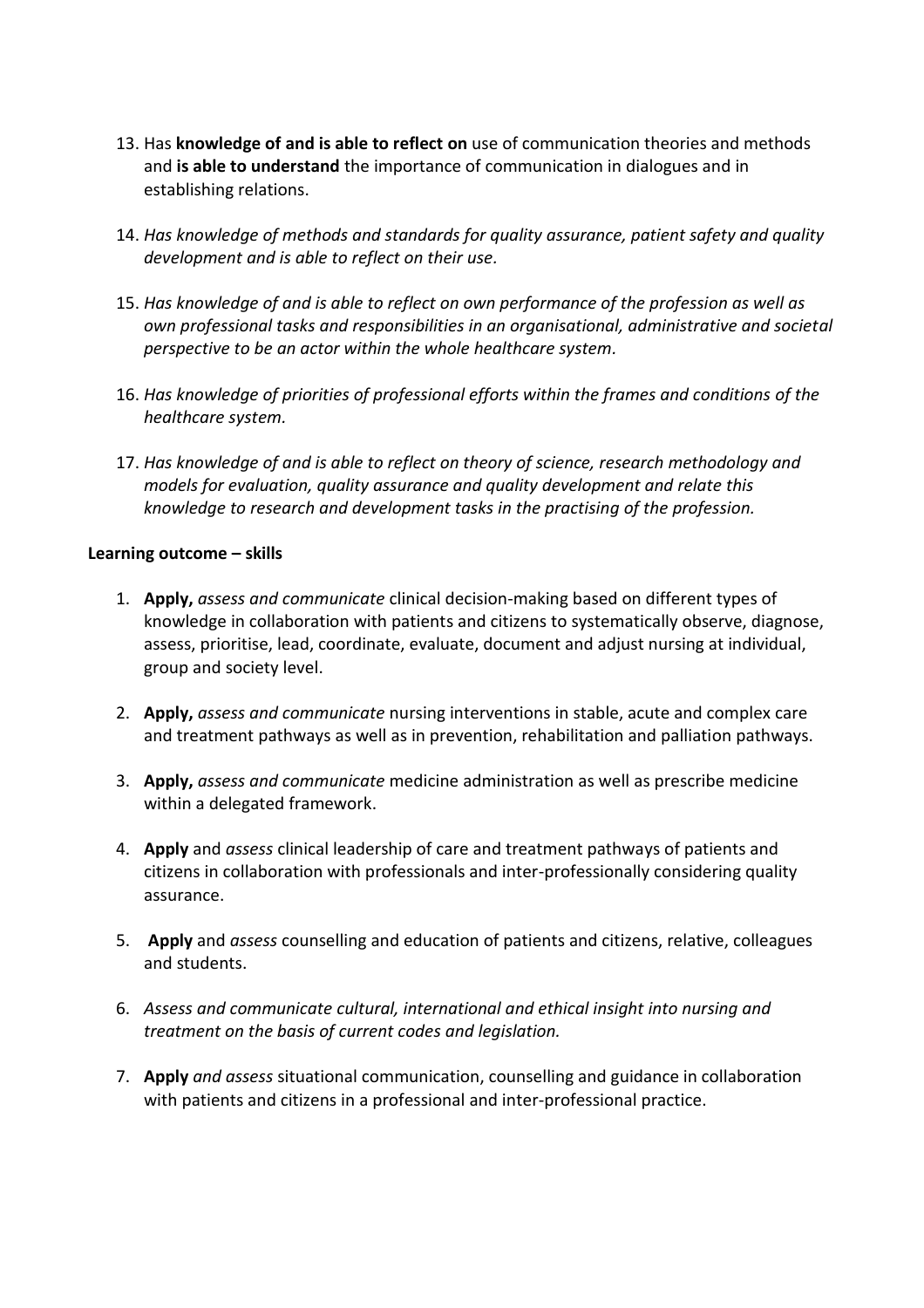13. Has **knowledge of and is able to reflect on** use of communication theories and methods and **is able to understand** the importance of communication in dialogues and in establishing relations.

14. *Has knowledge of methods and standards for quality assurance, patient safety and quality development and is able to reflect on their use.*

15. *Has knowledge of and is able to reflect on own performance of the profession as well as own professional tasks and responsibilities in an organisational, administrative and societal perspective to be an actor within the whole healthcare system.*

16. *Has knowledge of priorities of professional efforts within the frames and conditions of the healthcare system.*

17. *Has knowledge of and is able to reflect on theory of science, research methodology and models for evaluation, quality assurance and quality development and relate this knowledge to research and development tasks in the practising of the profession.*

**Learning outcome – skills**

1. **Apply,** *assess and communicate* clinical decision-making based on different types of knowledge in collaboration with patients and citizens to systematically observe, diagnose, assess, prioritise, lead, coordinate, evaluate, document and adjust nursing at individual, group and society level.

2. **Apply,** *assess and communicate* nursing interventions in stable, acute and complex care and treatment pathways as well as in prevention, rehabilitation and palliation pathways.

3. **Apply,** *assess and communicate* medicine administration as well as prescribe medicine within a delegated framework.

4. **Apply** and *assess* clinical leadership of care and treatment pathways of patients and citizens in collaboration with professionals and inter-professionally considering quality assurance.

5. **Apply** and *assess* counselling and education of patients and citizens, relative, colleagues and students.

6. *Assess and communicate cultural, international and ethical insight into nursing and treatment on the basis of current codes and legislation.*

7. **Apply** *and assess* situational communication, counselling and guidance in collaboration with patients and citizens in a professional and inter-professional practice.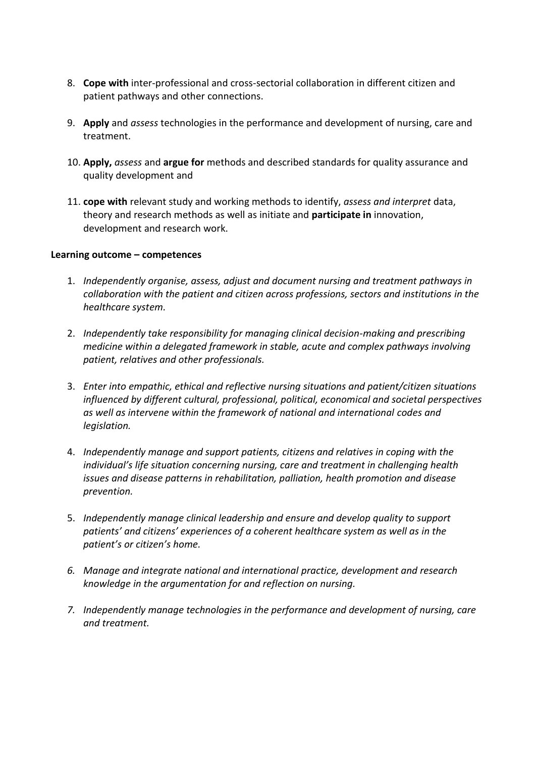8. **Cope with** inter-professional and cross-sectorial collaboration in different citizen and patient pathways and other connections.

9. **Apply** and *assess* technologies in the performance and development of nursing, care and treatment.

10. **Apply,** *assess* and **argue for** methods and described standards for quality assurance and quality development and

11. **cope with** relevant study and working methods to identify, *assess and interpret* data, theory and research methods as well as initiate and **participate in** innovation, development and research work.

**Learning outcome – competences**

1. *Independently organise, assess, adjust and document nursing and treatment pathways in collaboration with the patient and citizen across professions, sectors and institutions in the healthcare system.*

2. *Independently take responsibility for managing clinical decision-making and prescribing medicine within a delegated framework in stable, acute and complex pathways involving patient, relatives and other professionals.*

3. *Enter into empathic, ethical and reflective nursing situations and patient/citizen situations influenced by different cultural, professional, political, economical and societal perspectives as well as intervene within the framework of national and international codes and legislation.*

4. *Independently manage and support patients, citizens and relatives in coping with the individual's life situation concerning nursing, care and treatment in challenging health issues and disease patterns in rehabilitation, palliation, health promotion and disease prevention.*

5. *Independently manage clinical leadership and ensure and develop quality to support patients' and citizens' experiences of a coherent healthcare system as well as in the patient's or citizen's home.*

6. *Manage and integrate national and international practice, development and research knowledge in the argumentation for and reflection on nursing.*

7. *Independently manage technologies in the performance and development of nursing, care and treatment.*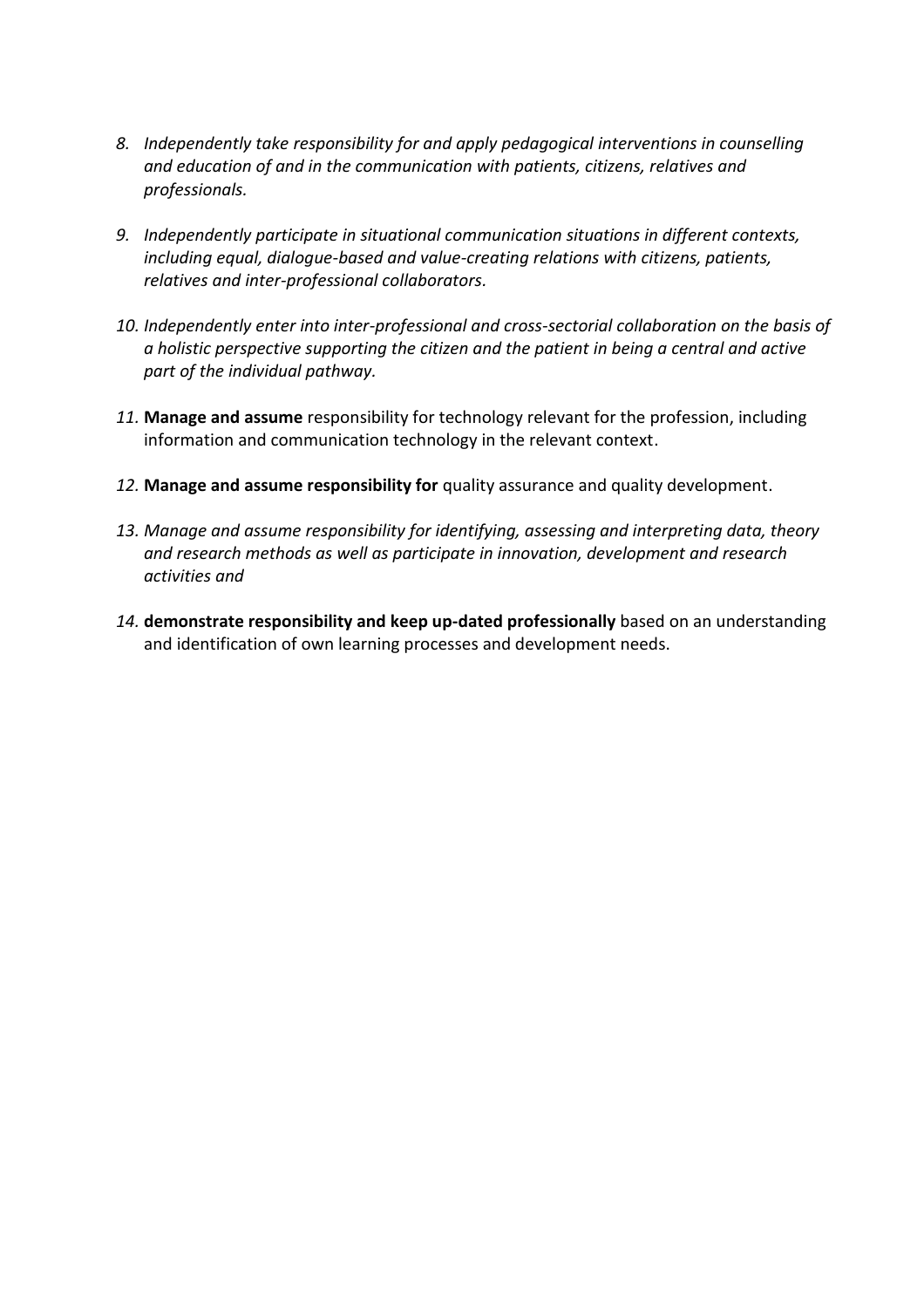8. *Independently take responsibility for and apply pedagogical interventions in counselling and education of and in the communication with patients, citizens, relatives and professionals.*

9. *Independently participate in situational communication situations in different contexts, including equal, dialogue-based and value-creating relations with citizens, patients, relatives and inter-professional collaborators.*

10. *Independently enter into inter-professional and cross-sectorial collaboration on the basis of a holistic perspective supporting the citizen and the patient in being a central and active part of the individual pathway.*

11. **Manage and assume** responsibility for technology relevant for the profession, including information and communication technology in the relevant context.

12. **Manage and assume responsibility for** quality assurance and quality development.

13. *Manage and assume responsibility for identifying, assessing and interpreting data, theory and research methods as well as participate in innovation, development and research activities and*

14. **demonstrate responsibility and keep up-dated professionally** based on an understanding and identification of own learning processes and development needs.